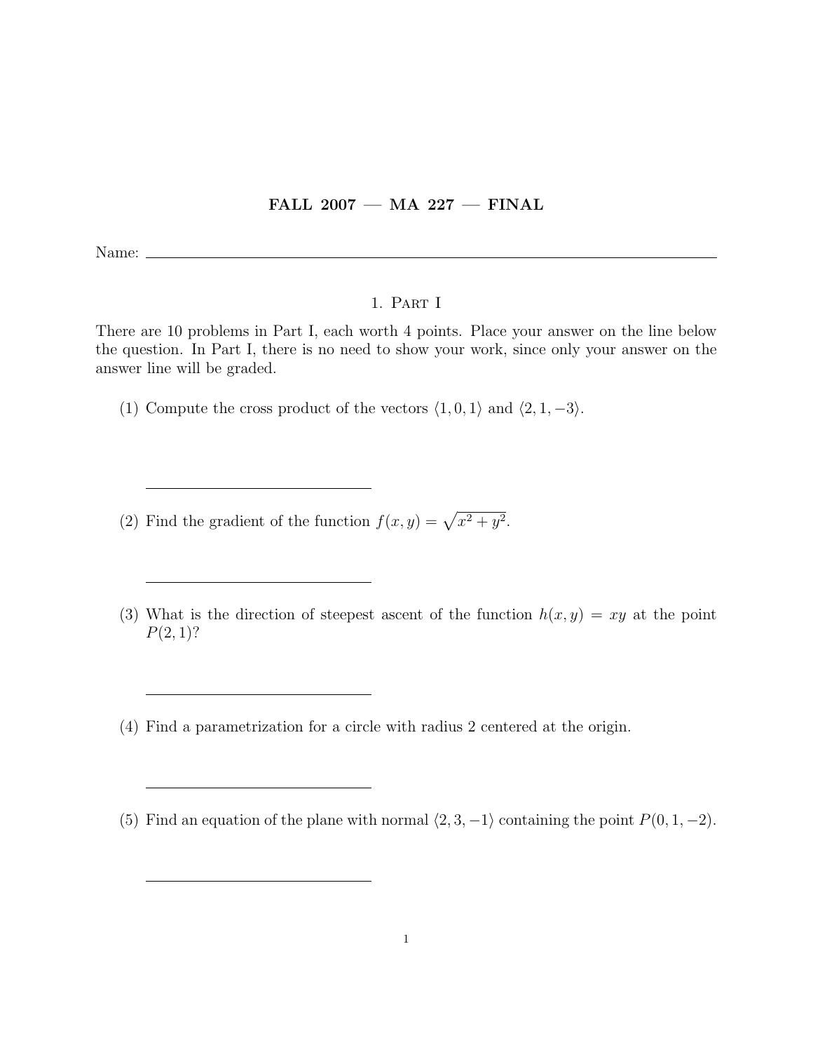# FALL 2007 — MA 227 — FINAL

Name: \_\_\_\_\_\_\_\_\_\_\_\_\_\_\_\_\_\_\_\_\_\_\_\_\_\_\_\_\_\_\_\_

## 1. Part I

There are 10 problems in Part I, each worth 4 points. Place your answer on the line below the question. In Part I, there is no need to show your work, since only your answer on the answer line will be graded.

(1) Compute the cross product of the vectors $\langle 1, 0, 1 \rangle$ and $\langle 2, 1, -3 \rangle$.

\_\_\_\_\_\_\_\_\_\_\_\_\_\_\_\_\_\_\_\_\_\_\_\_

(2) Find the gradient of the function $f(x, y) = \sqrt{x^2 + y^2}$.

\_\_\_\_\_\_\_\_\_\_\_\_\_\_\_\_\_\_\_\_\_\_\_\_

(3) What is the direction of steepest ascent of the function $h(x, y) = xy$ at the point $P(2, 1)$?

\_\_\_\_\_\_\_\_\_\_\_\_\_\_\_\_\_\_\_\_\_\_\_\_

(4) Find a parametrization for a circle with radius 2 centered at the origin.

\_\_\_\_\_\_\_\_\_\_\_\_\_\_\_\_\_\_\_\_\_\_\_\_

(5) Find an equation of the plane with normal $\langle 2, 3, -1 \rangle$ containing the point $P(0, 1, -2)$.

\_\_\_\_\_\_\_\_\_\_\_\_\_\_\_\_\_\_\_\_\_\_\_\_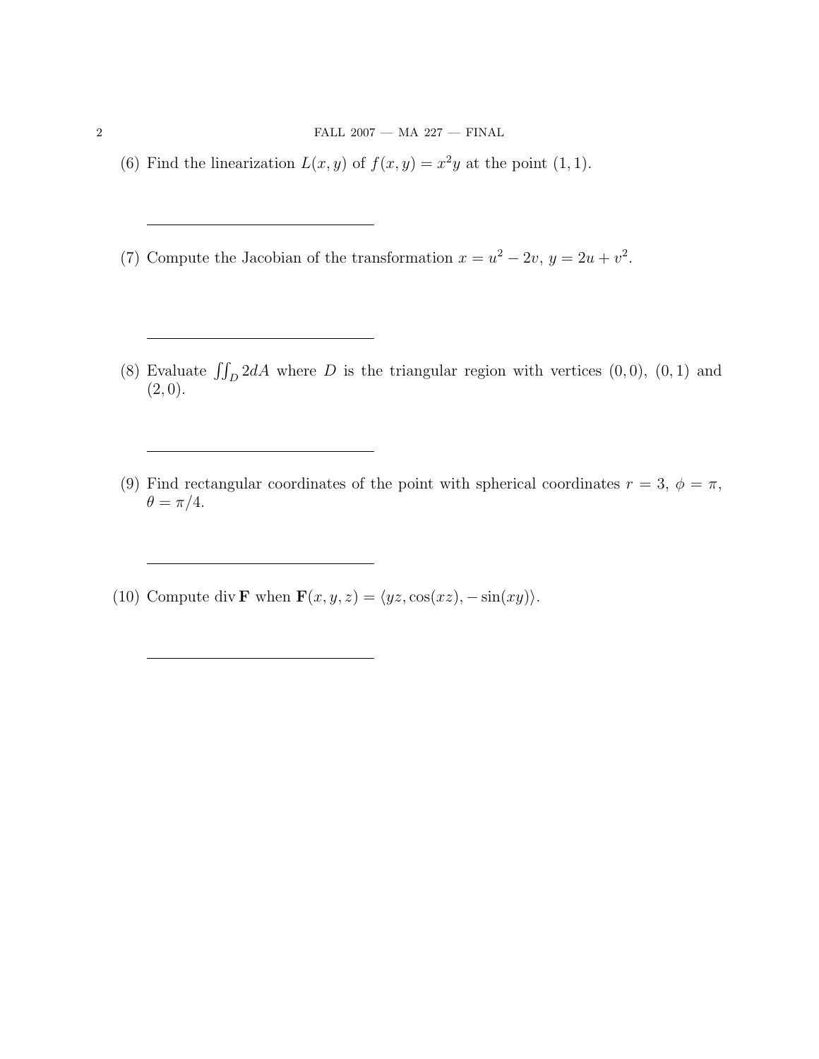(6) Find the linearization $L(x, y)$ of $f(x, y) = x^2y$ at the point $(1, 1)$.

\_\_\_\_\_\_\_\_\_\_\_\_\_\_\_\_\_\_\_\_\_\_\_\_\_\_\_\_\_\_

(7) Compute the Jacobian of the transformation $x = u^2 - 2v$, $y = 2u + v^2$.

\_\_\_\_\_\_\_\_\_\_\_\_\_\_\_\_\_\_\_\_\_\_\_\_\_\_\_\_\_\_

(8) Evaluate $\iint_D 2dA$ where $D$ is the triangular region with vertices $(0, 0)$, $(0, 1)$ and $(2, 0)$.

\_\_\_\_\_\_\_\_\_\_\_\_\_\_\_\_\_\_\_\_\_\_\_\_\_\_\_\_\_\_

(9) Find rectangular coordinates of the point with spherical coordinates $r = 3$, $\phi = \pi$, $\theta = \pi/4$.

\_\_\_\_\_\_\_\_\_\_\_\_\_\_\_\_\_\_\_\_\_\_\_\_\_\_\_\_\_\_

(10) Compute $\operatorname{div} \mathbf{F}$ when $\mathbf{F}(x, y, z) = \langle yz, \cos(xz), -\sin(xy) \rangle$.

\_\_\_\_\_\_\_\_\_\_\_\_\_\_\_\_\_\_\_\_\_\_\_\_\_\_\_\_\_\_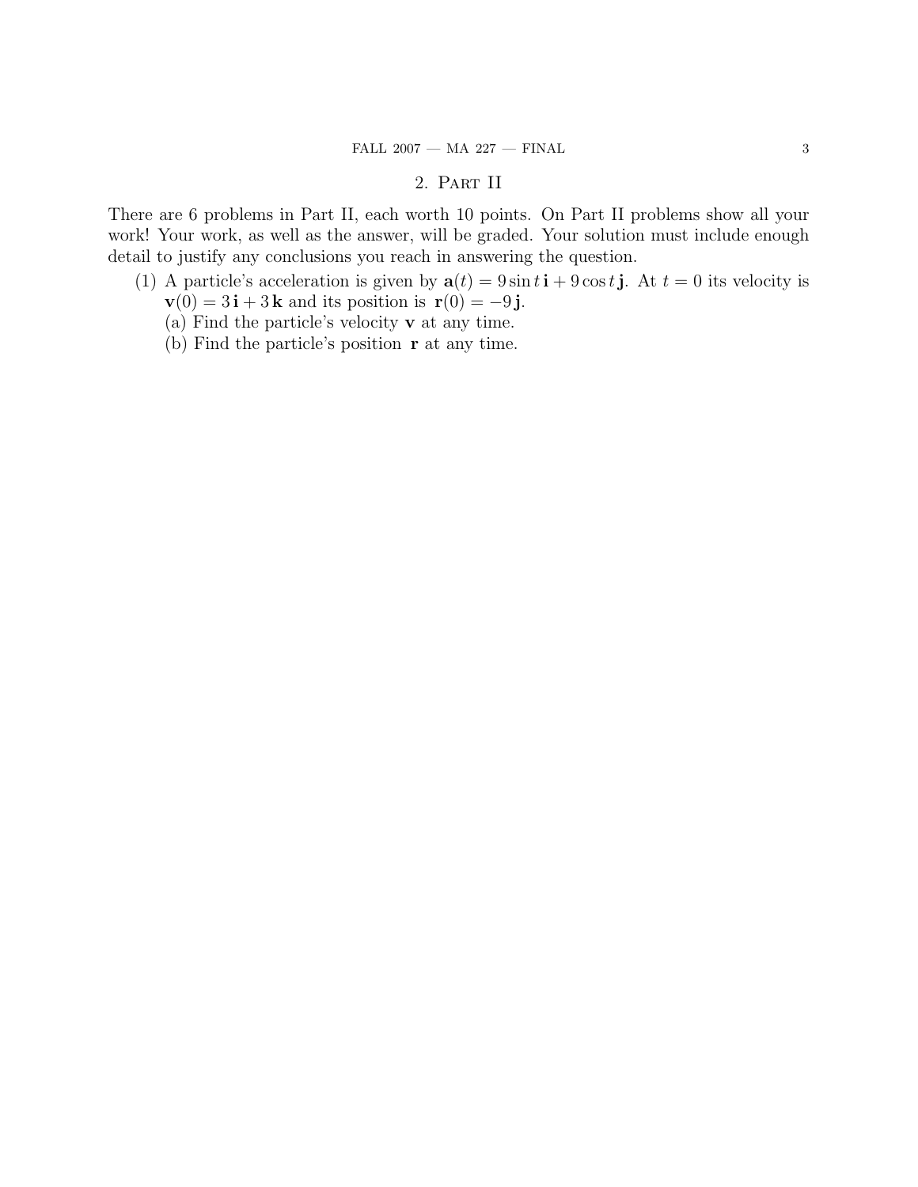## 2. Part II

There are 6 problems in Part II, each worth 10 points. On Part II problems show all your work! Your work, as well as the answer, will be graded. Your solution must include enough detail to justify any conclusions you reach in answering the question.

(1) A particle's acceleration is given by $\mathbf{a}(t) = 9\sin t\,\mathbf{i} + 9\cos t\,\mathbf{j}$. At $t = 0$ its velocity is $\mathbf{v}(0) = 3\,\mathbf{i} + 3\,\mathbf{k}$ and its position is $\mathbf{r}(0) = -9\,\mathbf{j}$.

(a) Find the particle's velocity $\mathbf{v}$ at any time.

(b) Find the particle's position $\mathbf{r}$ at any time.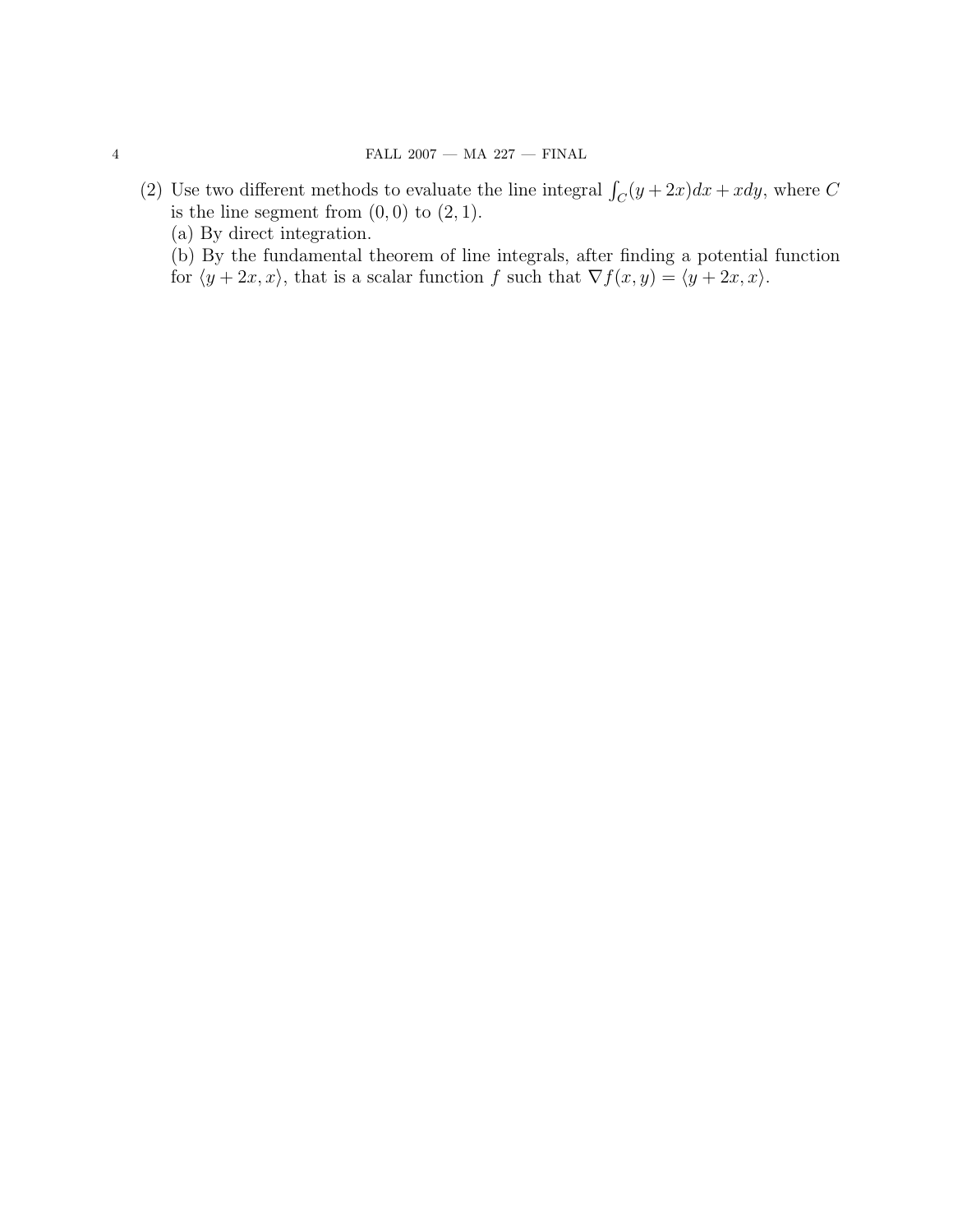(2) Use two different methods to evaluate the line integral $\int_C (y + 2x)dx + xdy$, where $C$ is the line segment from $(0, 0)$ to $(2, 1)$.

(a) By direct integration.

(b) By the fundamental theorem of line integrals, after finding a potential function for $\langle y + 2x, x\rangle$, that is a scalar function $f$ such that $\nabla f(x, y) = \langle y + 2x, x\rangle$.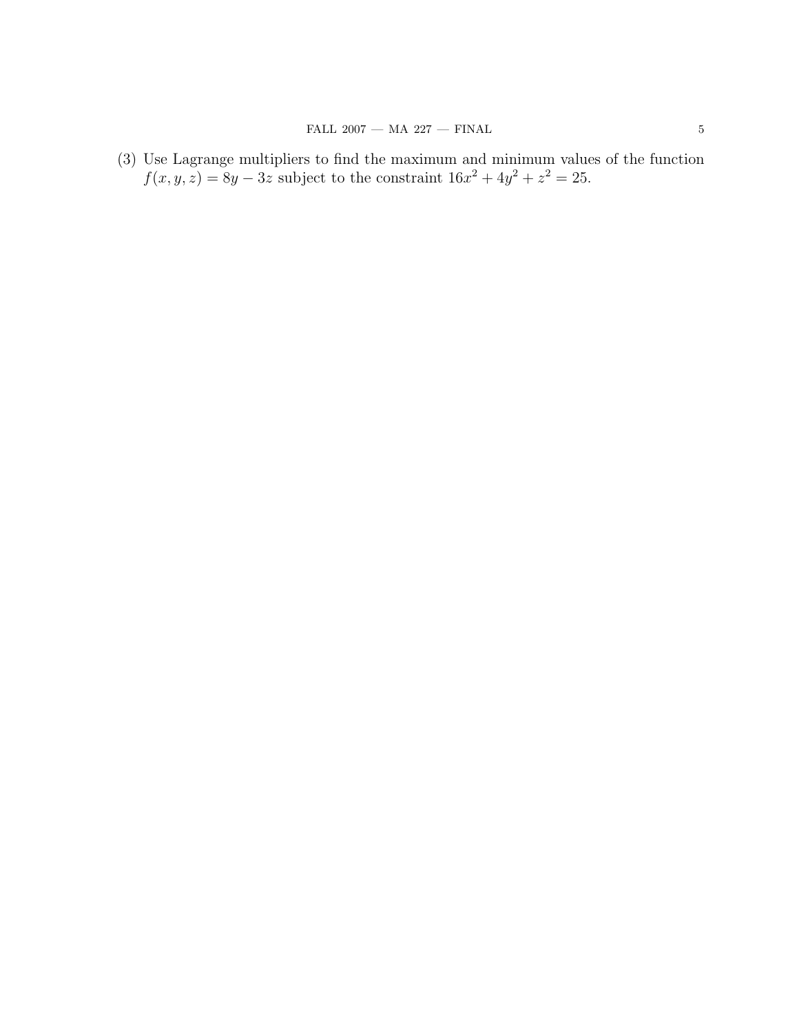(3) Use Lagrange multipliers to find the maximum and minimum values of the function $f(x, y, z) = 8y - 3z$ subject to the constraint $16x^2 + 4y^2 + z^2 = 25$.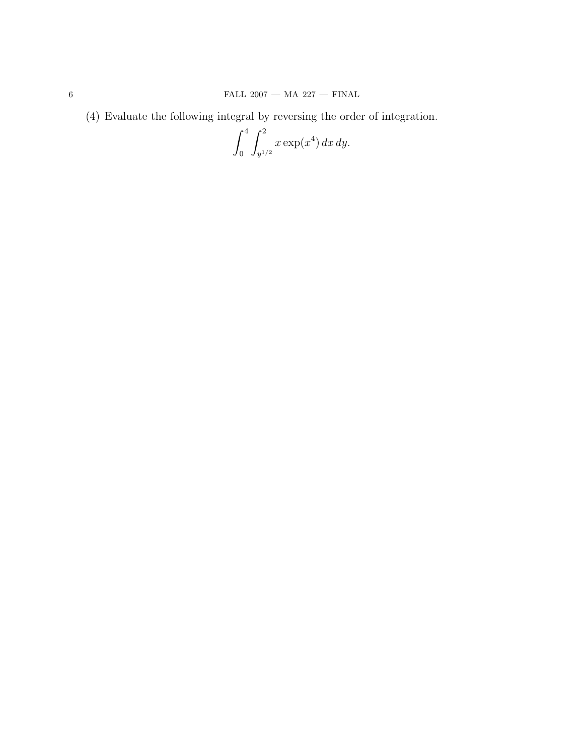(4) Evaluate the following integral by reversing the order of integration.

$$\int_0^4 \int_{y^{1/2}}^2 x \exp(x^4)\, dx\, dy.$$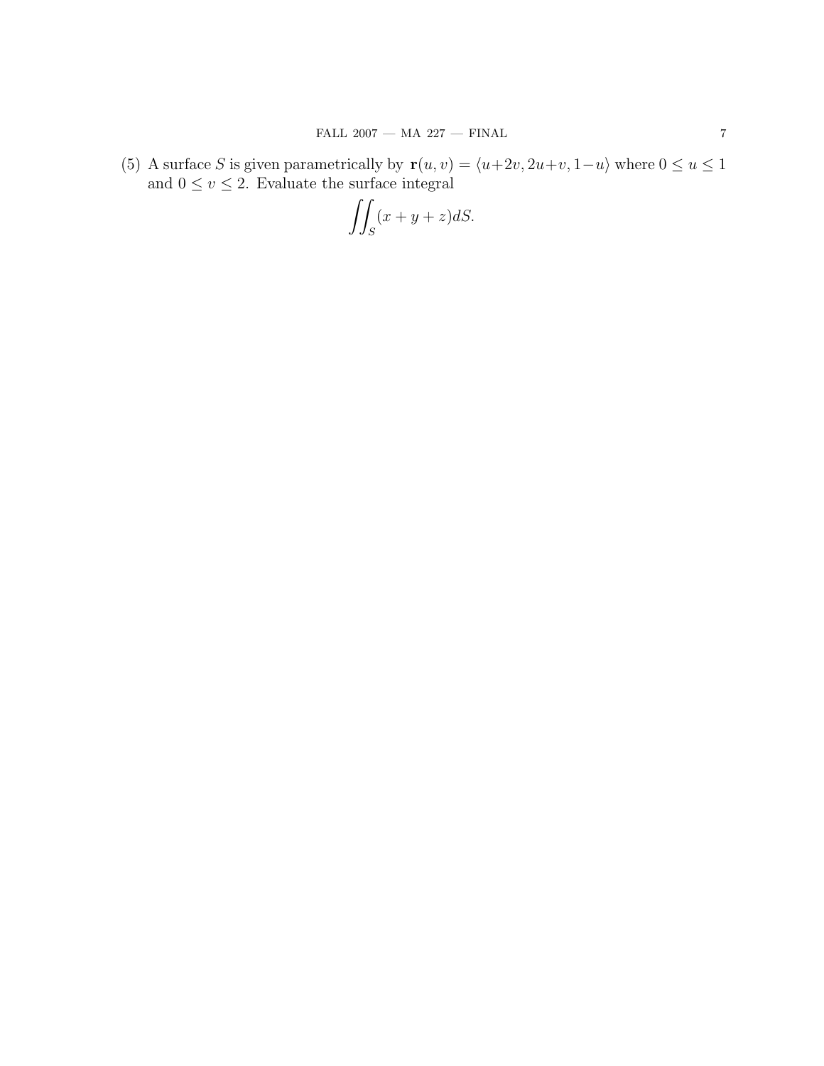(5) A surface $S$ is given parametrically by $\mathbf{r}(u, v) = \langle u+2v, 2u+v, 1-u \rangle$ where $0 \leq u \leq 1$ and $0 \leq v \leq 2$. Evaluate the surface integral

$$\iint_S (x + y + z) dS.$$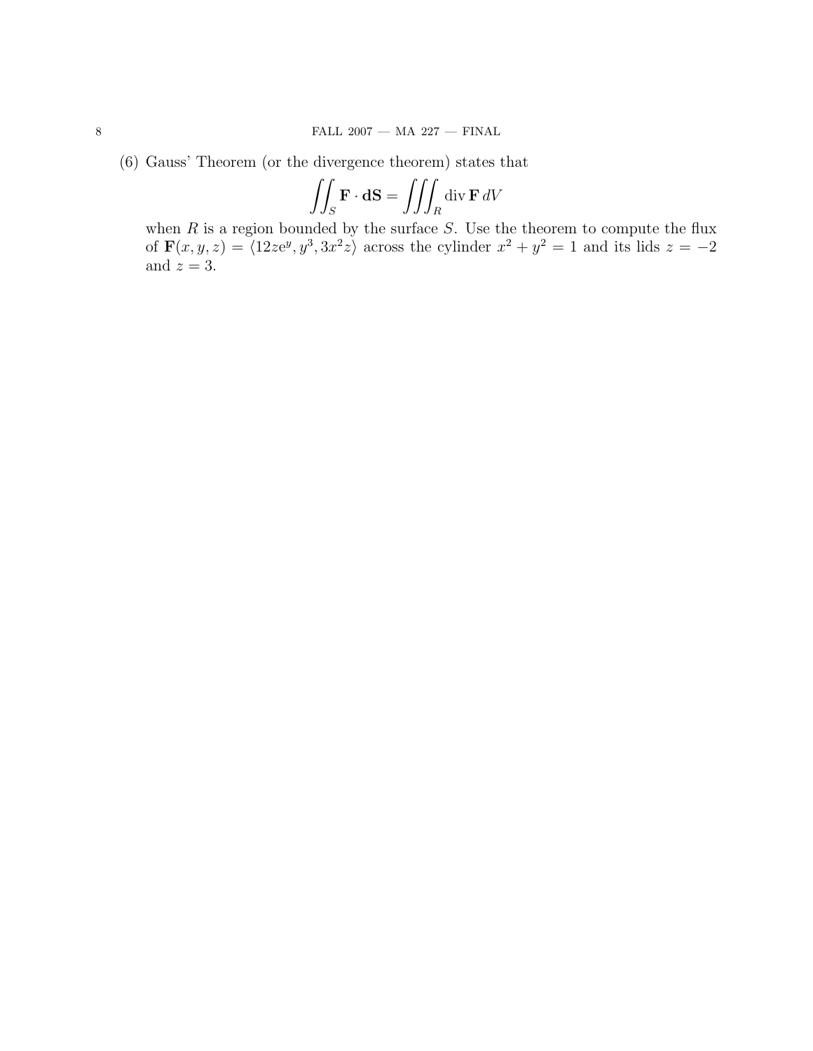(6) Gauss' Theorem (or the divergence theorem) states that

$$\iint_S \mathbf{F} \cdot \mathbf{dS} = \iiint_R \operatorname{div} \mathbf{F} \, dV$$

when $R$ is a region bounded by the surface $S$. Use the theorem to compute the flux of $\mathbf{F}(x, y, z) = \langle 12z\mathrm{e}^y, y^3, 3x^2z \rangle$ across the cylinder $x^2 + y^2 = 1$ and its lids $z = -2$ and $z = 3$.